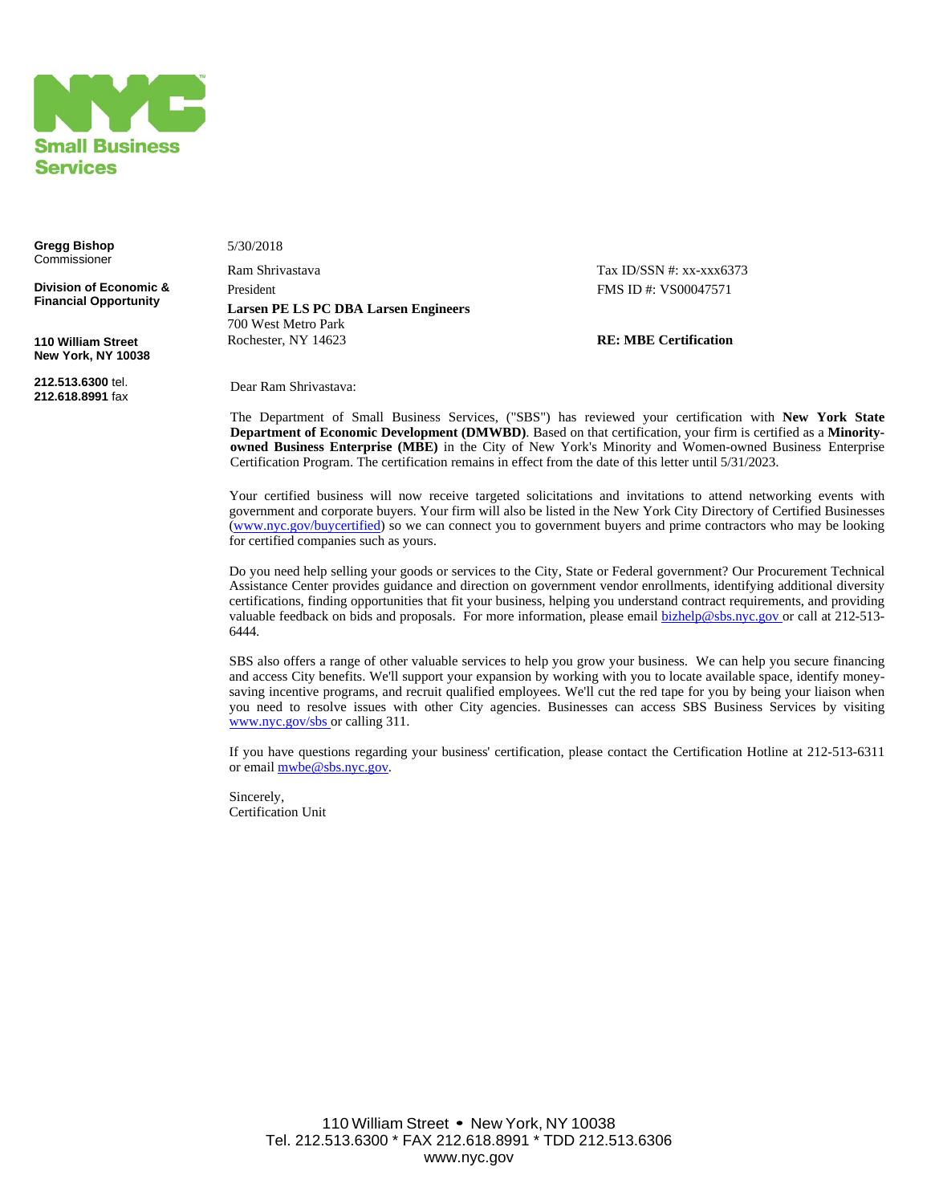**Small Business Services**

**Gregg Bishop**
Commissioner

**Division of Economic & Financial Opportunity**

**110 William Street**
**New York, NY 10038**

**212.513.6300** tel.
**212.618.8991** fax

5/30/2018

Ram Shrivastava
President
**Larsen PE LS PC DBA Larsen Engineers**
700 West Metro Park
Rochester, NY 14623

Tax ID/SSN #: xx-xxx6373
FMS ID #: VS00047571

**RE: MBE Certification**

Dear Ram Shrivastava:

The Department of Small Business Services, ("SBS") has reviewed your certification with **New York State Department of Economic Development (DMWBD)**. Based on that certification, your firm is certified as a **Minority-owned Business Enterprise (MBE)** in the City of New York's Minority and Women-owned Business Enterprise Certification Program. The certification remains in effect from the date of this letter until 5/31/2023.

Your certified business will now receive targeted solicitations and invitations to attend networking events with government and corporate buyers. Your firm will also be listed in the New York City Directory of Certified Businesses (www.nyc.gov/buycertified) so we can connect you to government buyers and prime contractors who may be looking for certified companies such as yours.

Do you need help selling your goods or services to the City, State or Federal government? Our Procurement Technical Assistance Center provides guidance and direction on government vendor enrollments, identifying additional diversity certifications, finding opportunities that fit your business, helping you understand contract requirements, and providing valuable feedback on bids and proposals. For more information, please email bizhelp@sbs.nyc.gov or call at 212-513-6444.

SBS also offers a range of other valuable services to help you grow your business. We can help you secure financing and access City benefits. We'll support your expansion by working with you to locate available space, identify money-saving incentive programs, and recruit qualified employees. We'll cut the red tape for you by being your liaison when you need to resolve issues with other City agencies. Businesses can access SBS Business Services by visiting www.nyc.gov/sbs or calling 311.

If you have questions regarding your business' certification, please contact the Certification Hotline at 212-513-6311 or email mwbe@sbs.nyc.gov.

Sincerely,
Certification Unit

110 William Street • New York, NY 10038
Tel. 212.513.6300 * FAX 212.618.8991 * TDD 212.513.6306
www.nyc.gov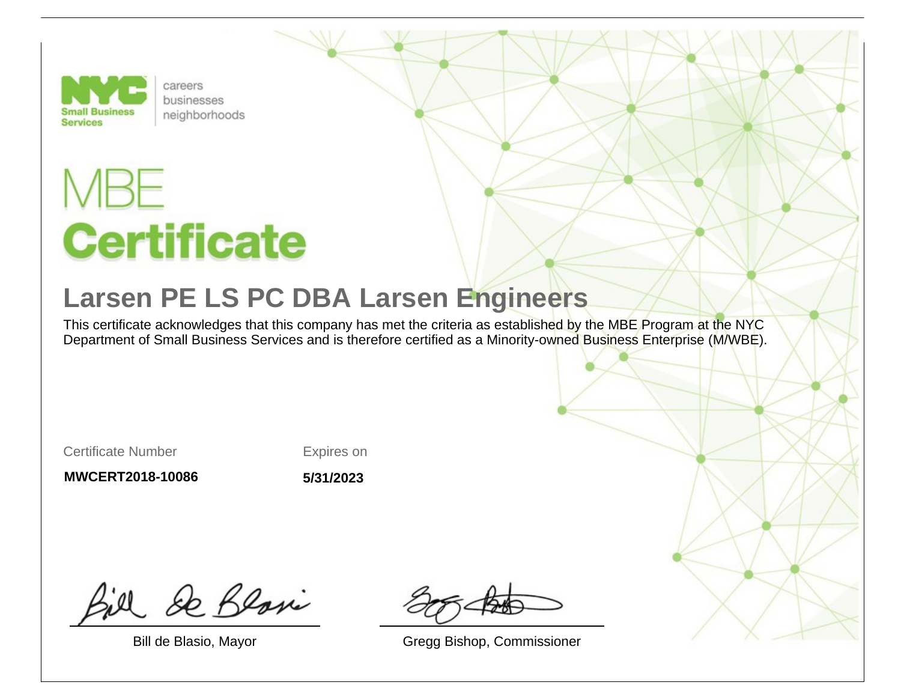NYC Small Business Services

careers
businesses
neighborhoods

# MBE
# Certificate

## Larsen PE LS PC DBA Larsen Engineers

This certificate acknowledges that this company has met the criteria as established by the MBE Program at the NYC Department of Small Business Services and is therefore certified as a Minority-owned Business Enterprise (M/WBE).

| Certificate Number | Expires on |
| --- | --- |
| **MWCERT2018-10086** | **5/31/2023** |

Bill de Blasio, Mayor

Gregg Bishop, Commissioner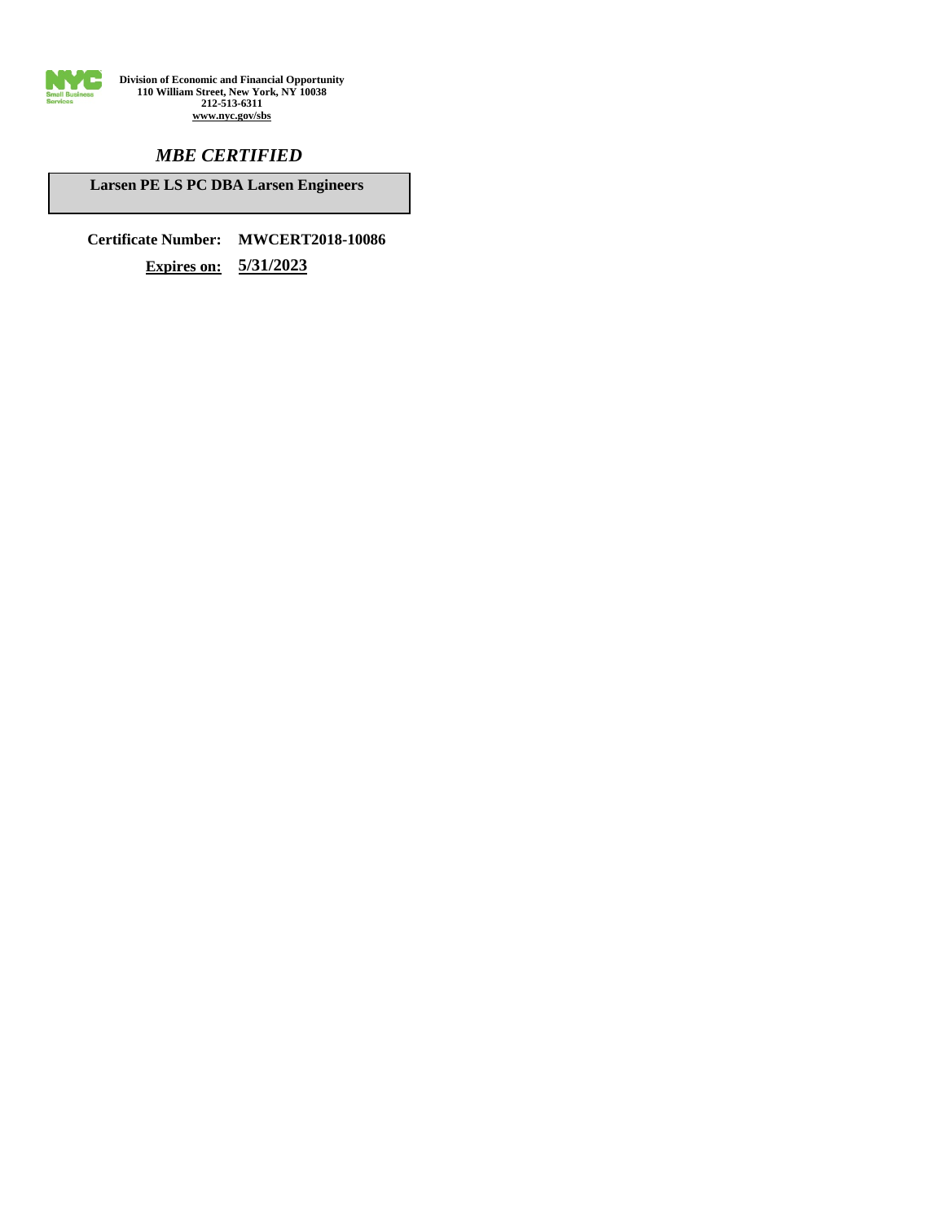NYC Small Business Services

**Division of Economic and Financial Opportunity**
**110 William Street, New York, NY 10038**
**212-513-6311**
**www.nyc.gov/sbs**

## *MBE CERTIFIED*

**Larsen PE LS PC DBA Larsen Engineers**

**Certificate Number:** **MWCERT2018-10086**

**Expires on:** **5/31/2023**